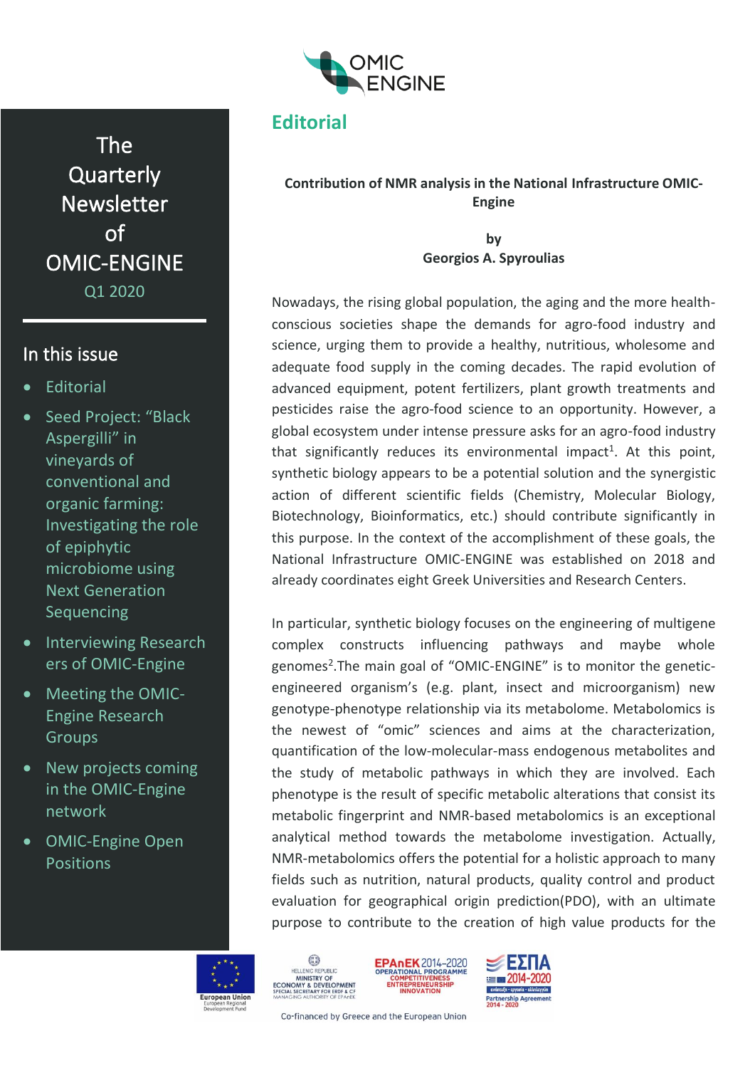OMIC ENGINE

# The Quarterly Newsletter of OMIC-ENGINE

Q1 2020

## In this issue

- Editorial
- Seed Project: "Black Aspergilli" in vineyards of conventional and organic farming: Investigating the role of epiphytic microbiome using Next Generation Sequencing
- Interviewing Researchers of OMIC-Engine
- Meeting the OMIC-Engine Research Groups
- New projects coming in the OMIC-Engine network
- OMIC-Engine Open Positions

## Editorial

**Contribution of NMR analysis in the National Infrastructure OMIC-Engine**

**by**
**Georgios A. Spyroulias**

Nowadays, the rising global population, the aging and the more health-conscious societies shape the demands for agro-food industry and science, urging them to provide a healthy, nutritious, wholesome and adequate food supply in the coming decades. The rapid evolution of advanced equipment, potent fertilizers, plant growth treatments and pesticides raise the agro-food science to an opportunity. However, a global ecosystem under intense pressure asks for an agro-food industry that significantly reduces its environmental impact[1]. At this point, synthetic biology appears to be a potential solution and the synergistic action of different scientific fields (Chemistry, Molecular Biology, Biotechnology, Bioinformatics, etc.) should contribute significantly in this purpose. In the context of the accomplishment of these goals, the National Infrastructure OMIC-ENGINE was established on 2018 and already coordinates eight Greek Universities and Research Centers.

In particular, synthetic biology focuses on the engineering of multigene complex constructs influencing pathways and maybe whole genomes[2].The main goal of "OMIC-ENGINE" is to monitor the genetic-engineered organism's (e.g. plant, insect and microorganism) new genotype-phenotype relationship via its metabolome. Metabolomics is the newest of "omic" sciences and aims at the characterization, quantification of the low-molecular-mass endogenous metabolites and the study of metabolic pathways in which they are involved. Each phenotype is the result of specific metabolic alterations that consist its metabolic fingerprint and NMR-based metabolomics is an exceptional analytical method towards the metabolome investigation. Actually, NMR-metabolomics offers the potential for a holistic approach to many fields such as nutrition, natural products, quality control and product evaluation for geographical origin prediction(PDO), with an ultimate purpose to contribute to the creation of high value products for the

Co-financed by Greece and the European Union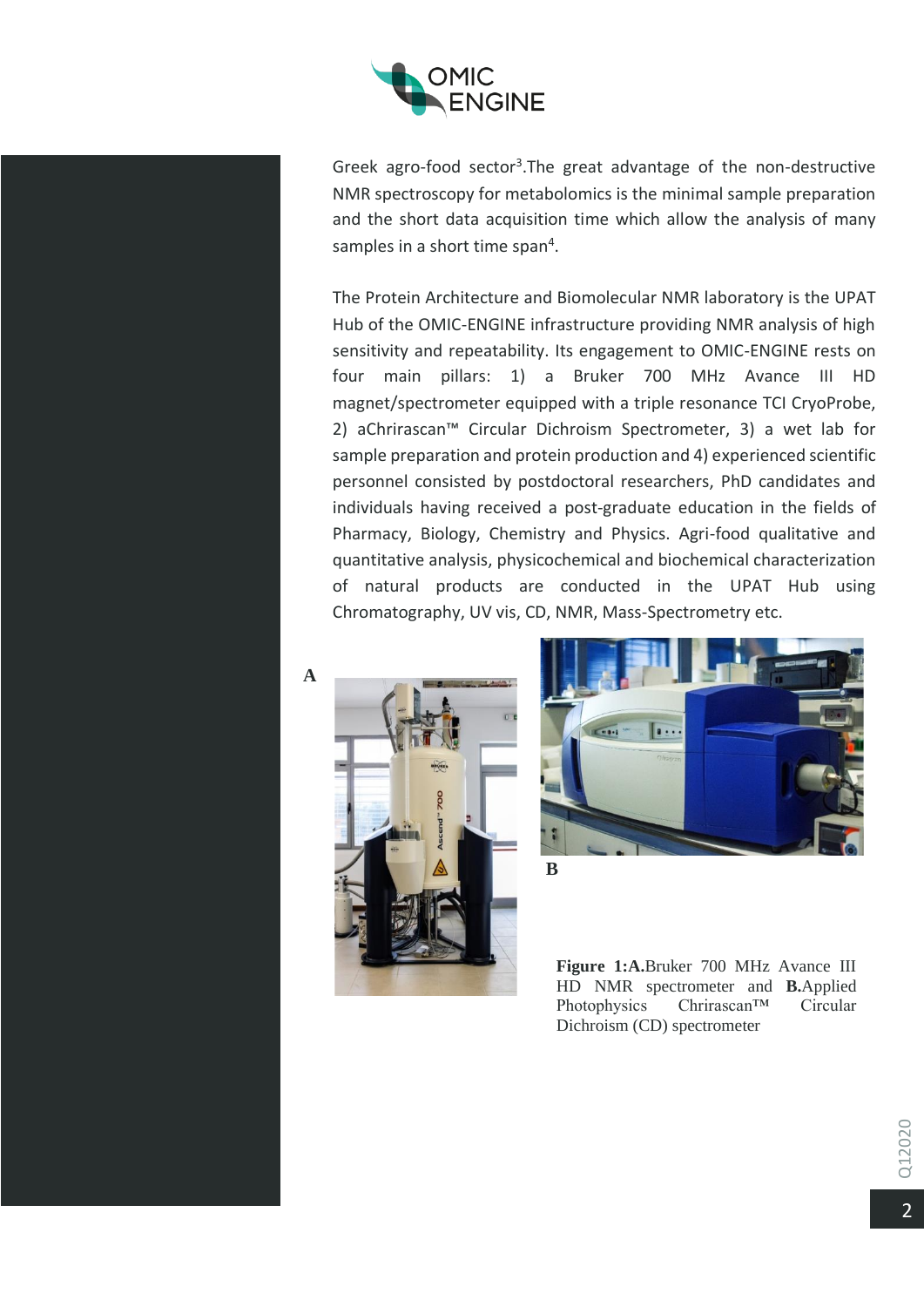Greek agro-food sector[3].The great advantage of the non-destructive NMR spectroscopy for metabolomics is the minimal sample preparation and the short data acquisition time which allow the analysis of many samples in a short time span[4].

The Protein Architecture and Biomolecular NMR laboratory is the UPAT Hub of the OMIC-ENGINE infrastructure providing NMR analysis of high sensitivity and repeatability. Its engagement to OMIC-ENGINE rests on four main pillars: 1) a Bruker 700 MHz Avance III HD magnet/spectrometer equipped with a triple resonance TCI CryoProbe, 2) aChrirascan™ Circular Dichroism Spectrometer, 3) a wet lab for sample preparation and protein production and 4) experienced scientific personnel consisted by postdoctoral researchers, PhD candidates and individuals having received a post-graduate education in the fields of Pharmacy, Biology, Chemistry and Physics. Agri-food qualitative and quantitative analysis, physicochemical and biochemical characterization of natural products are conducted in the UPAT Hub using Chromatography, UV vis, CD, NMR, Mass-Spectrometry etc.

A

B

**Figure 1:A.**Bruker 700 MHz Avance III HD NMR spectrometer and **B.**Applied Photophysics Chrirascan™ Circular Dichroism (CD) spectrometer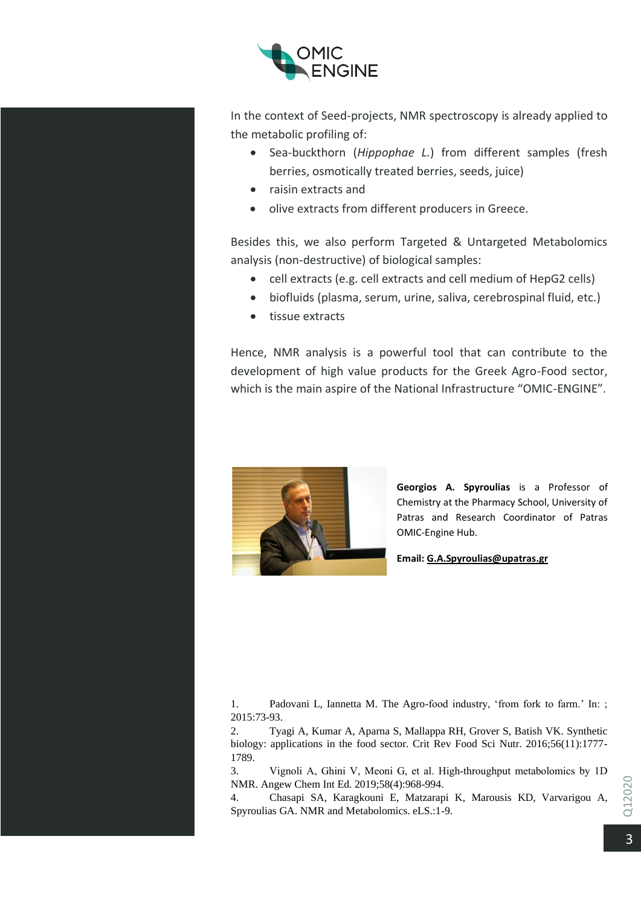In the context of Seed-projects, NMR spectroscopy is already applied to the metabolic profiling of:

- Sea-buckthorn (*Hippophae L.*) from different samples (fresh berries, osmotically treated berries, seeds, juice)
- raisin extracts and
- olive extracts from different producers in Greece.

Besides this, we also perform Targeted & Untargeted Metabolomics analysis (non-destructive) of biological samples:

- cell extracts (e.g. cell extracts and cell medium of HepG2 cells)
- biofluids (plasma, serum, urine, saliva, cerebrospinal fluid, etc.)
- tissue extracts

Hence, NMR analysis is a powerful tool that can contribute to the development of high value products for the Greek Agro-Food sector, which is the main aspire of the National Infrastructure "OMIC-ENGINE".

**Georgios A. Spyroulias** is a Professor of Chemistry at the Pharmacy School, University of Patras and Research Coordinator of Patras OMIC-Engine Hub.

**Email: G.A.Spyroulias@upatras.gr**

1. Padovani L, Iannetta M. The Agro-food industry, 'from fork to farm.' In: ; 2015:73-93.
2. Tyagi A, Kumar A, Aparna S, Mallappa RH, Grover S, Batish VK. Synthetic biology: applications in the food sector. Crit Rev Food Sci Nutr. 2016;56(11):1777-1789.
3. Vignoli A, Ghini V, Meoni G, et al. High-throughput metabolomics by 1D NMR. Angew Chem Int Ed. 2019;58(4):968-994.
4. Chasapi SA, Karagkouni E, Matzarapi K, Marousis KD, Varvarigou A, Spyroulias GA. NMR and Metabolomics. eLS.:1-9.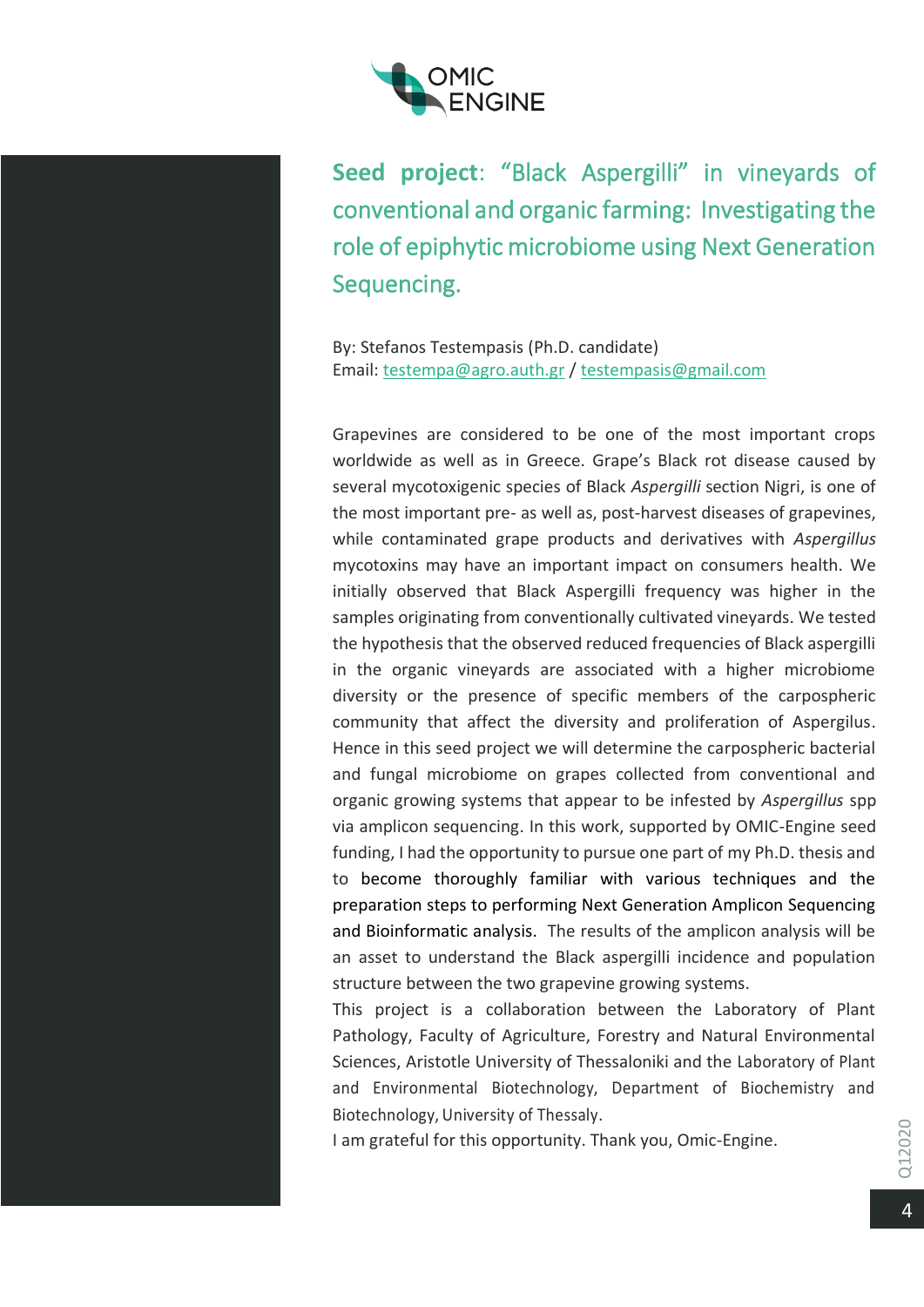# **Seed project**: "Black Aspergilli" in vineyards of conventional and organic farming: Investigating the role of epiphytic microbiome using Next Generation Sequencing.

By: Stefanos Testempasis (Ph.D. candidate)
Email: testempa@agro.auth.gr / testempasis@gmail.com

Grapevines are considered to be one of the most important crops worldwide as well as in Greece. Grape's Black rot disease caused by several mycotoxigenic species of Black *Aspergilli* section Nigri, is one of the most important pre- as well as, post-harvest diseases of grapevines, while contaminated grape products and derivatives with *Aspergillus* mycotoxins may have an important impact on consumers health. We initially observed that Black Aspergilli frequency was higher in the samples originating from conventionally cultivated vineyards. We tested the hypothesis that the observed reduced frequencies of Black aspergilli in the organic vineyards are associated with a higher microbiome diversity or the presence of specific members of the carpospheric community that affect the diversity and proliferation of Aspergilus. Hence in this seed project we will determine the carpospheric bacterial and fungal microbiome on grapes collected from conventional and organic growing systems that appear to be infested by *Aspergillus* spp via amplicon sequencing. In this work, supported by OMIC-Engine seed funding, I had the opportunity to pursue one part of my Ph.D. thesis and to become thoroughly familiar with various techniques and the preparation steps to performing Next Generation Amplicon Sequencing and Bioinformatic analysis. The results of the amplicon analysis will be an asset to understand the Black aspergilli incidence and population structure between the two grapevine growing systems.

This project is a collaboration between the Laboratory of Plant Pathology, Faculty of Agriculture, Forestry and Natural Environmental Sciences, Aristotle University of Thessaloniki and the Laboratory of Plant and Environmental Biotechnology, Department of Biochemistry and Biotechnology, University of Thessaly.

I am grateful for this opportunity. Thank you, Omic-Engine.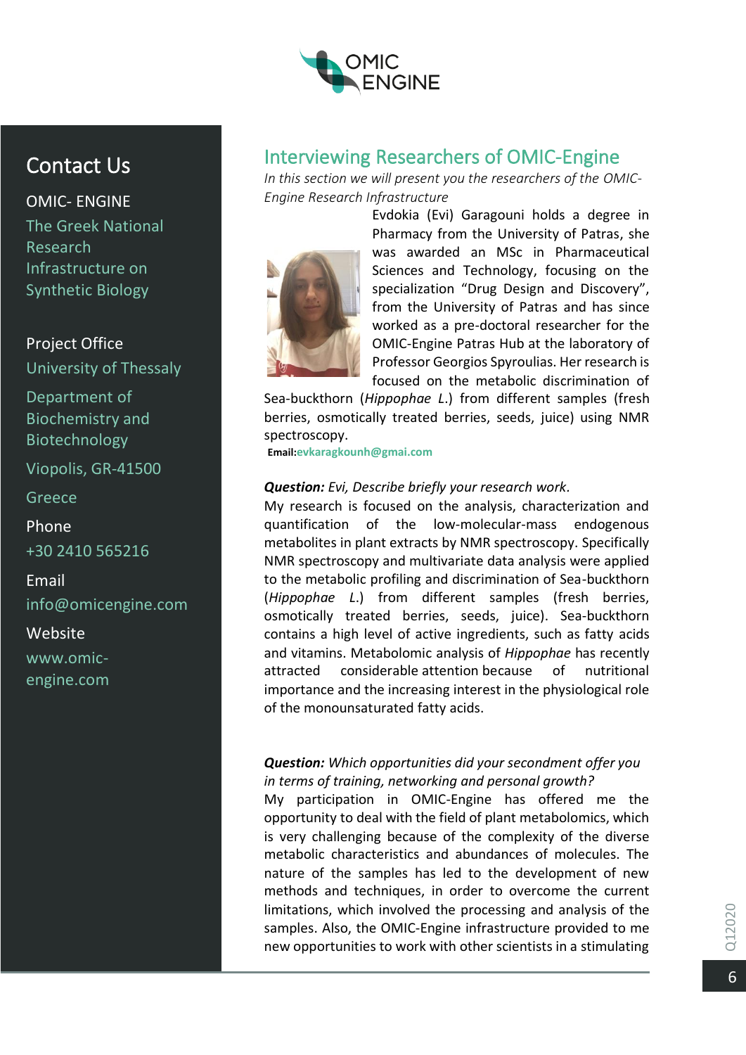## Contact Us

OMIC- ENGINE

The Greek National Research Infrastructure on Synthetic Biology

Project Office

University of Thessaly

Department of Biochemistry and Biotechnology

Viopolis, GR-41500

Greece

Phone

+30 2410 565216

Email

info@omicengine.com

Website

www.omic-engine.com

# Interviewing Researchers of OMIC-Engine

*In this section we will present you the researchers of the OMIC-Engine Research Infrastructure*

Evdokia (Evi) Garagouni holds a degree in Pharmacy from the University of Patras, she was awarded an MSc in Pharmaceutical Sciences and Technology, focusing on the specialization "Drug Design and Discovery", from the University of Patras and has since worked as a pre-doctoral researcher for the OMIC-Engine Patras Hub at the laboratory of Professor Georgios Spyroulias. Her research is focused on the metabolic discrimination of Sea-buckthorn (*Hippophae L.*) from different samples (fresh berries, osmotically treated berries, seeds, juice) using NMR spectroscopy.

**Email:**evkaragkounh@gmai.com

***Question:*** *Evi, Describe briefly your research work.*

My research is focused on the analysis, characterization and quantification of the low-molecular-mass endogenous metabolites in plant extracts by NMR spectroscopy. Specifically NMR spectroscopy and multivariate data analysis were applied to the metabolic profiling and discrimination of Sea-buckthorn (*Hippophae L.*) from different samples (fresh berries, osmotically treated berries, seeds, juice). Sea-buckthorn contains a high level of active ingredients, such as fatty acids and vitamins. Metabolomic analysis of *Hippophae* has recently attracted considerable attention because of nutritional importance and the increasing interest in the physiological role of the monounsaturated fatty acids.

***Question:*** *Which opportunities did your secondment offer you in terms of training, networking and personal growth?*

My participation in OMIC-Engine has offered me the opportunity to deal with the field of plant metabolomics, which is very challenging because of the complexity of the diverse metabolic characteristics and abundances of molecules. The nature of the samples has led to the development of new methods and techniques, in order to overcome the current limitations, which involved the processing and analysis of the samples. Also, the OMIC-Engine infrastructure provided to me new opportunities to work with other scientists in a stimulating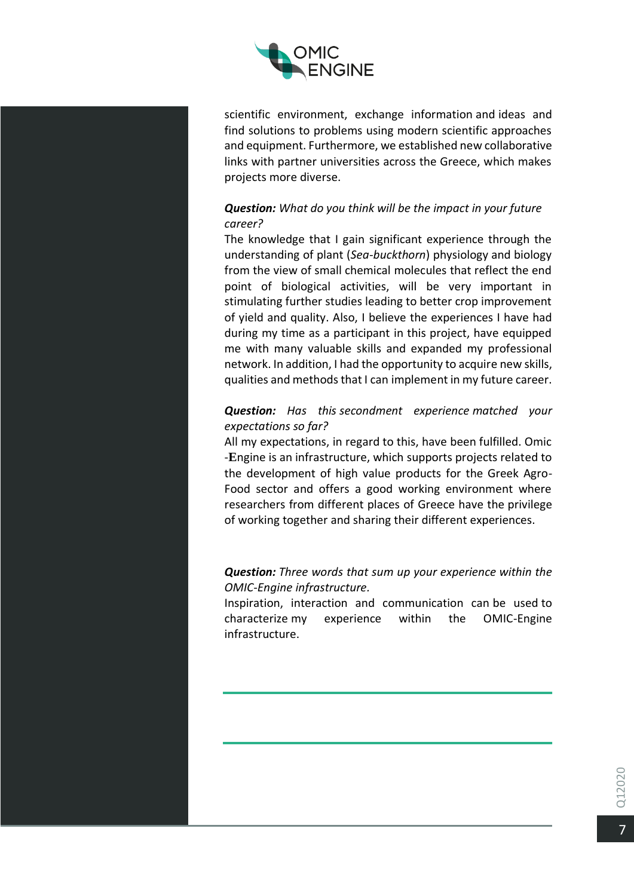scientific environment, exchange information and ideas and find solutions to problems using modern scientific approaches and equipment. Furthermore, we established new collaborative links with partner universities across the Greece, which makes projects more diverse.

***Question:*** *What do you think will be the impact in your future career?*

The knowledge that I gain significant experience through the understanding of plant (*Sea-buckthorn*) physiology and biology from the view of small chemical molecules that reflect the end point of biological activities, will be very important in stimulating further studies leading to better crop improvement of yield and quality. Also, I believe the experiences I have had during my time as a participant in this project, have equipped me with many valuable skills and expanded my professional network. In addition, I had the opportunity to acquire new skills, qualities and methods that I can implement in my future career.

***Question:*** *Has this secondment experience matched your expectations so far?*

All my expectations, in regard to this, have been fulfilled. Omic -Engine is an infrastructure, which supports projects related to the development of high value products for the Greek Agro-Food sector and offers a good working environment where researchers from different places of Greece have the privilege of working together and sharing their different experiences.

***Question:*** *Three words that sum up your experience within the OMIC-Engine infrastructure.*

Inspiration, interaction and communication can be used to characterize my experience within the OMIC-Engine infrastructure.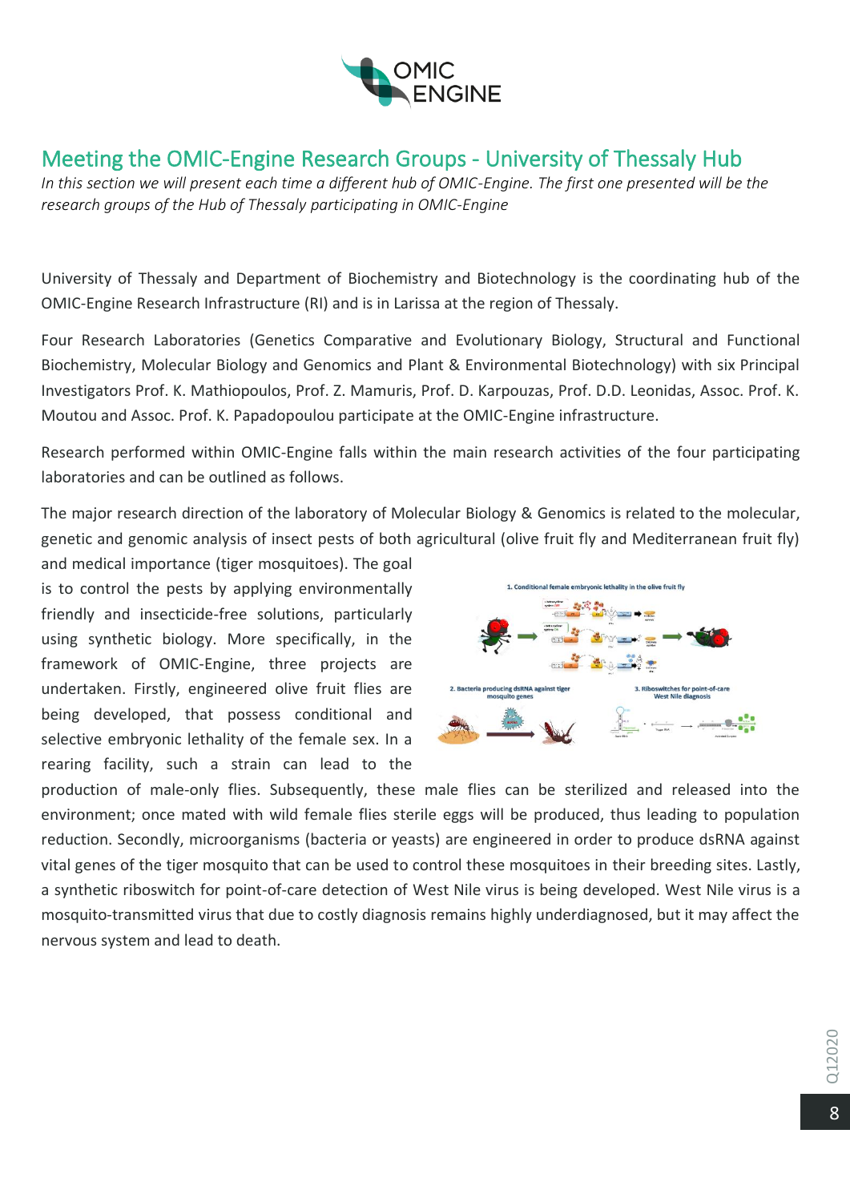# Meeting the OMIC-Engine Research Groups - University of Thessaly Hub

*In this section we will present each time a different hub of OMIC-Engine. The first one presented will be the research groups of the Hub of Thessaly participating in OMIC-Engine*

University of Thessaly and Department of Biochemistry and Biotechnology is the coordinating hub of the OMIC-Engine Research Infrastructure (RI) and is in Larissa at the region of Thessaly.

Four Research Laboratories (Genetics Comparative and Evolutionary Biology, Structural and Functional Biochemistry, Molecular Biology and Genomics and Plant & Environmental Biotechnology) with six Principal Investigators Prof. K. Mathiopoulos, Prof. Z. Mamuris, Prof. D. Karpouzas, Prof. D.D. Leonidas, Assoc. Prof. K. Moutou and Assoc. Prof. K. Papadopoulou participate at the OMIC-Engine infrastructure.

Research performed within OMIC-Engine falls within the main research activities of the four participating laboratories and can be outlined as follows.

The major research direction of the laboratory of Molecular Biology & Genomics is related to the molecular, genetic and genomic analysis of insect pests of both agricultural (olive fruit fly and Mediterranean fruit fly) and medical importance (tiger mosquitoes). The goal is to control the pests by applying environmentally friendly and insecticide-free solutions, particularly using synthetic biology. More specifically, in the framework of OMIC-Engine, three projects are undertaken. Firstly, engineered olive fruit flies are being developed, that possess conditional and selective embryonic lethality of the female sex. In a rearing facility, such a strain can lead to the production of male-only flies. Subsequently, these male flies can be sterilized and released into the environment; once mated with wild female flies sterile eggs will be produced, thus leading to population reduction. Secondly, microorganisms (bacteria or yeasts) are engineered in order to produce dsRNA against vital genes of the tiger mosquito that can be used to control these mosquitoes in their breeding sites. Lastly, a synthetic riboswitch for point-of-care detection of West Nile virus is being developed. West Nile virus is a mosquito-transmitted virus that due to costly diagnosis remains highly underdiagnosed, but it may affect the nervous system and lead to death.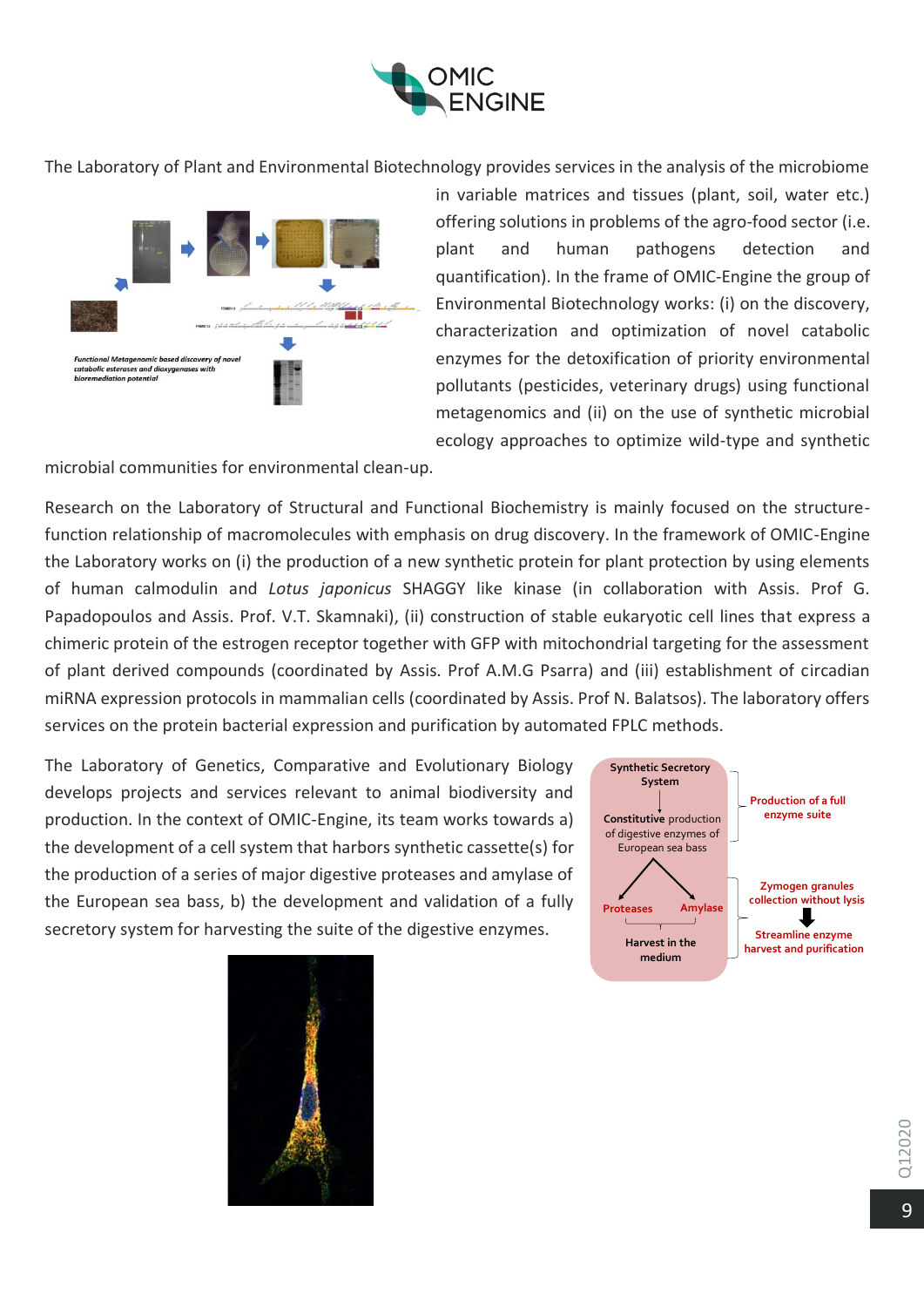The Laboratory of Plant and Environmental Biotechnology provides services in the analysis of the microbiome in variable matrices and tissues (plant, soil, water etc.) offering solutions in problems of the agro-food sector (i.e. plant and human pathogens detection and quantification). In the frame of OMIC-Engine the group of Environmental Biotechnology works: (i) on the discovery, characterization and optimization of novel catabolic enzymes for the detoxification of priority environmental pollutants (pesticides, veterinary drugs) using functional metagenomics and (ii) on the use of synthetic microbial ecology approaches to optimize wild-type and synthetic microbial communities for environmental clean-up.

*Functional Metagenomic based discovery of novel catabolic esterases and dioxygenases with bioremediation potential*

Research on the Laboratory of Structural and Functional Biochemistry is mainly focused on the structure-function relationship of macromolecules with emphasis on drug discovery. In the framework of OMIC-Engine the Laboratory works on (i) the production of a new synthetic protein for plant protection by using elements of human calmodulin and *Lotus japonicus* SHAGGY like kinase (in collaboration with Assis. Prof G. Papadopoulos and Assis. Prof. V.T. Skamnaki), (ii) construction of stable eukaryotic cell lines that express a chimeric protein of the estrogen receptor together with GFP with mitochondrial targeting for the assessment of plant derived compounds (coordinated by Assis. Prof A.M.G Psarra) and (iii) establishment of circadian miRNA expression protocols in mammalian cells (coordinated by Assis. Prof N. Balatsos). The laboratory offers services on the protein bacterial expression and purification by automated FPLC methods.

The Laboratory of Genetics, Comparative and Evolutionary Biology develops projects and services relevant to animal biodiversity and production. In the context of OMIC-Engine, its team works towards a) the development of a cell system that harbors synthetic cassette(s) for the production of a series of major digestive proteases and amylase of the European sea bass, b) the development and validation of a fully secretory system for harvesting the suite of the digestive enzymes.

**Synthetic Secretory System**

**Constitutive** production of digestive enzymes of European sea bass

Proteases — Amylase

**Harvest in the medium**

Production of a full enzyme suite

Zymogen granules collection without lysis

Streamline enzyme harvest and purification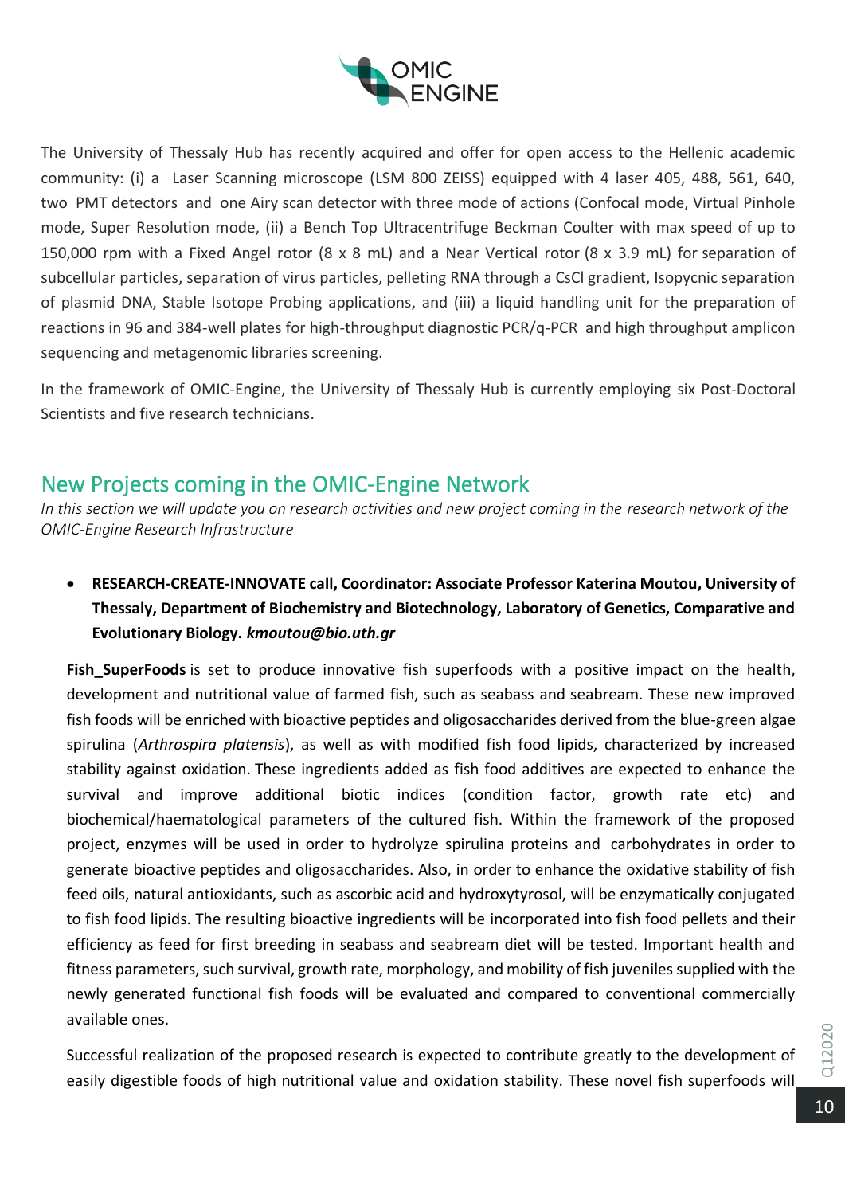The University of Thessaly Hub has recently acquired and offer for open access to the Hellenic academic community: (i) a Laser Scanning microscope (LSM 800 ZEISS) equipped with 4 laser 405, 488, 561, 640, two PMT detectors and one Airy scan detector with three mode of actions (Confocal mode, Virtual Pinhole mode, Super Resolution mode, (ii) a Bench Top Ultracentrifuge Beckman Coulter with max speed of up to 150,000 rpm with a Fixed Angel rotor (8 x 8 mL) and a Near Vertical rotor (8 x 3.9 mL) for separation of subcellular particles, separation of virus particles, pelleting RNA through a CsCl gradient, Isopycnic separation of plasmid DNA, Stable Isotope Probing applications, and (iii) a liquid handling unit for the preparation of reactions in 96 and 384-well plates for high-throughput diagnostic PCR/q-PCR and high throughput amplicon sequencing and metagenomic libraries screening.

In the framework of OMIC-Engine, the University of Thessaly Hub is currently employing six Post-Doctoral Scientists and five research technicians.

## New Projects coming in the OMIC-Engine Network

*In this section we will update you on research activities and new project coming in the research network of the OMIC-Engine Research Infrastructure*

- **RESEARCH-CREATE-INNOVATE call, Coordinator: Associate Professor Katerina Moutou, University of Thessaly, Department of Biochemistry and Biotechnology, Laboratory of Genetics, Comparative and Evolutionary Biology. *kmoutou@bio.uth.gr***

**Fish_SuperFoods** is set to produce innovative fish superfoods with a positive impact on the health, development and nutritional value of farmed fish, such as seabass and seabream. These new improved fish foods will be enriched with bioactive peptides and oligosaccharides derived from the blue-green algae spirulina (*Arthrospira platensis*), as well as with modified fish food lipids, characterized by increased stability against oxidation. These ingredients added as fish food additives are expected to enhance the survival and improve additional biotic indices (condition factor, growth rate etc) and biochemical/haematological parameters of the cultured fish. Within the framework of the proposed project, enzymes will be used in order to hydrolyze spirulina proteins and carbohydrates in order to generate bioactive peptides and oligosaccharides. Also, in order to enhance the oxidative stability of fish feed oils, natural antioxidants, such as ascorbic acid and hydroxytyrosol, will be enzymatically conjugated to fish food lipids. The resulting bioactive ingredients will be incorporated into fish food pellets and their efficiency as feed for first breeding in seabass and seabream diet will be tested. Important health and fitness parameters, such survival, growth rate, morphology, and mobility of fish juveniles supplied with the newly generated functional fish foods will be evaluated and compared to conventional commercially available ones.

Successful realization of the proposed research is expected to contribute greatly to the development of easily digestible foods of high nutritional value and oxidation stability. These novel fish superfoods will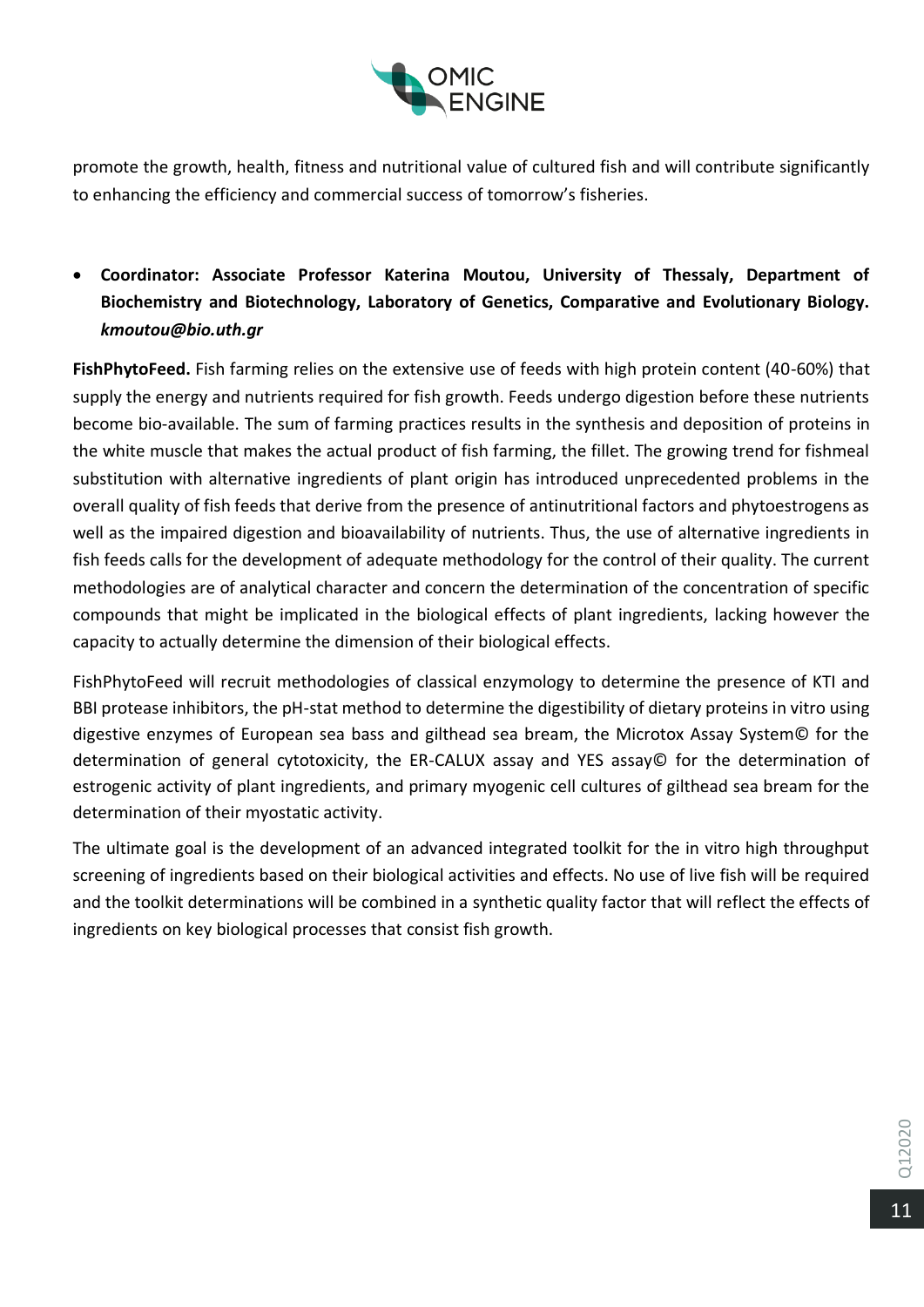promote the growth, health, fitness and nutritional value of cultured fish and will contribute significantly to enhancing the efficiency and commercial success of tomorrow's fisheries.

- **Coordinator: Associate Professor Katerina Moutou, University of Thessaly, Department of Biochemistry and Biotechnology, Laboratory of Genetics, Comparative and Evolutionary Biology.** ***kmoutou@bio.uth.gr***

**FishPhytoFeed.** Fish farming relies on the extensive use of feeds with high protein content (40-60%) that supply the energy and nutrients required for fish growth. Feeds undergo digestion before these nutrients become bio-available. The sum of farming practices results in the synthesis and deposition of proteins in the white muscle that makes the actual product of fish farming, the fillet. The growing trend for fishmeal substitution with alternative ingredients of plant origin has introduced unprecedented problems in the overall quality of fish feeds that derive from the presence of antinutritional factors and phytoestrogens as well as the impaired digestion and bioavailability of nutrients. Thus, the use of alternative ingredients in fish feeds calls for the development of adequate methodology for the control of their quality. The current methodologies are of analytical character and concern the determination of the concentration of specific compounds that might be implicated in the biological effects of plant ingredients, lacking however the capacity to actually determine the dimension of their biological effects.

FishPhytoFeed will recruit methodologies of classical enzymology to determine the presence of KTI and BBI protease inhibitors, the pH-stat method to determine the digestibility of dietary proteins in vitro using digestive enzymes of European sea bass and gilthead sea bream, the Microtox Assay System© for the determination of general cytotoxicity, the ER-CALUX assay and YES assay© for the determination of estrogenic activity of plant ingredients, and primary myogenic cell cultures of gilthead sea bream for the determination of their myostatic activity.

The ultimate goal is the development of an advanced integrated toolkit for the in vitro high throughput screening of ingredients based on their biological activities and effects. No use of live fish will be required and the toolkit determinations will be combined in a synthetic quality factor that will reflect the effects of ingredients on key biological processes that consist fish growth.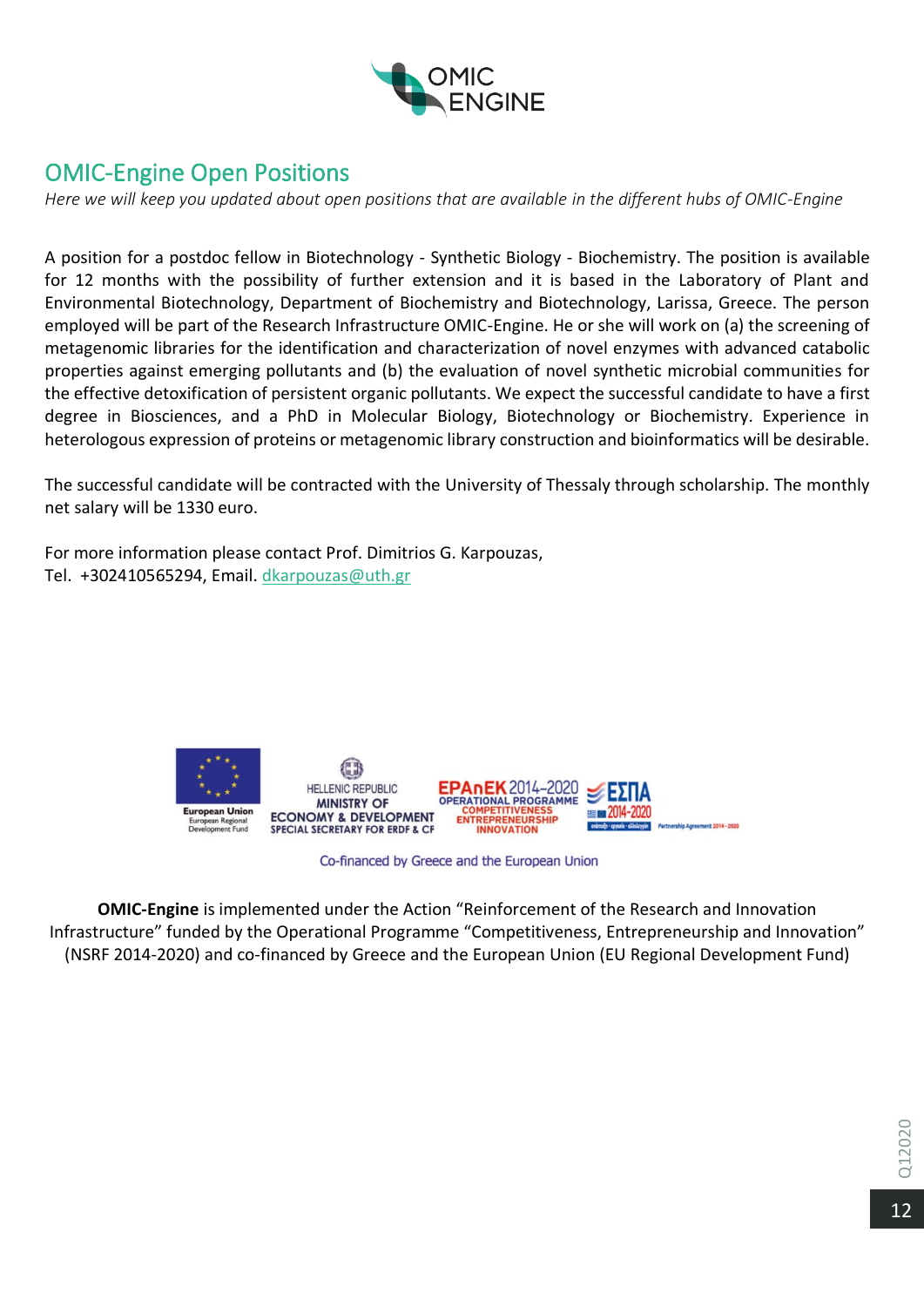## OMIC-Engine Open Positions

*Here we will keep you updated about open positions that are available in the different hubs of OMIC-Engine*

A position for a postdoc fellow in Biotechnology - Synthetic Biology - Biochemistry. The position is available for 12 months with the possibility of further extension and it is based in the Laboratory of Plant and Environmental Biotechnology, Department of Biochemistry and Biotechnology, Larissa, Greece. The person employed will be part of the Research Infrastructure OMIC-Engine. He or she will work on (a) the screening of metagenomic libraries for the identification and characterization of novel enzymes with advanced catabolic properties against emerging pollutants and (b) the evaluation of novel synthetic microbial communities for the effective detoxification of persistent organic pollutants. We expect the successful candidate to have a first degree in Biosciences, and a PhD in Molecular Biology, Biotechnology or Biochemistry. Experience in heterologous expression of proteins or metagenomic library construction and bioinformatics will be desirable.

The successful candidate will be contracted with the University of Thessaly through scholarship. The monthly net salary will be 1330 euro.

For more information please contact Prof. Dimitrios G. Karpouzas,
Tel. +302410565294, Email. dkarpouzas@uth.gr

Co-financed by Greece and the European Union

**OMIC-Engine** is implemented under the Action "Reinforcement of the Research and Innovation Infrastructure" funded by the Operational Programme "Competitiveness, Entrepreneurship and Innovation" (NSRF 2014-2020) and co-financed by Greece and the European Union (EU Regional Development Fund)